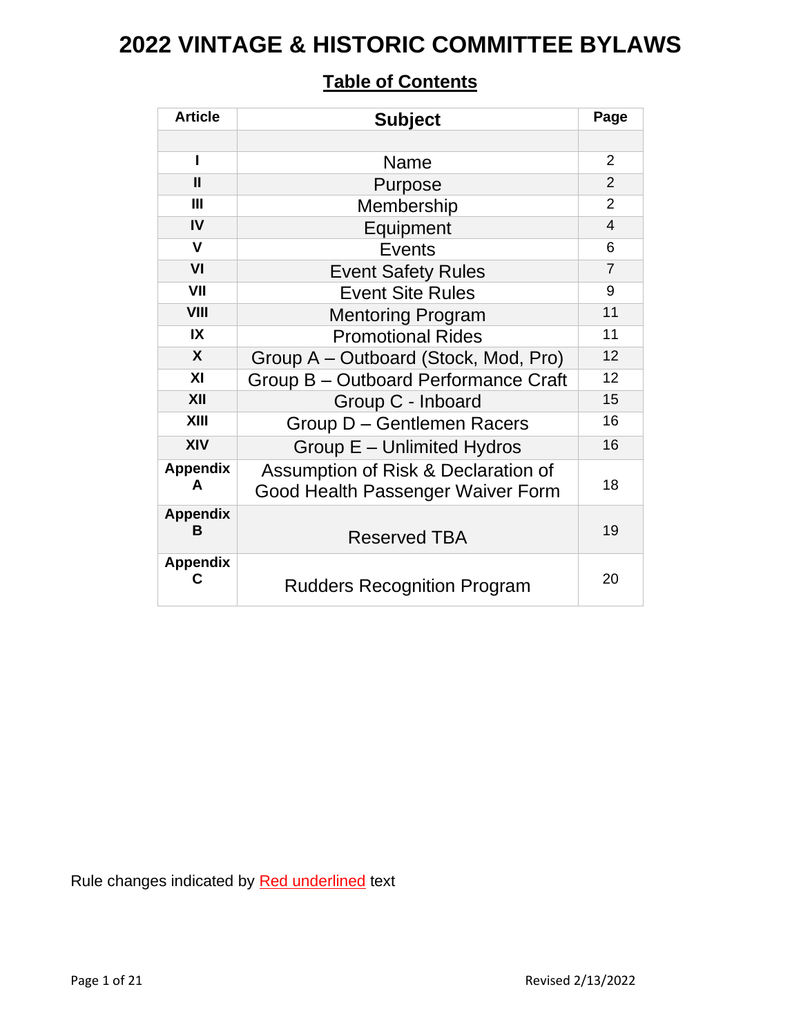# 2022 VINTAGE & HISTORIC COMMITTEE BYLAWS

## Table of Contents

| Article | Subject | Page |
|---|---|---|
| | | |
| I | Name | 2 |
| II | Purpose | 2 |
| III | Membership | 2 |
| IV | Equipment | 4 |
| V | Events | 6 |
| VI | Event Safety Rules | 7 |
| VII | Event Site Rules | 9 |
| VIII | Mentoring Program | 11 |
| IX | Promotional Rides | 11 |
| X | Group A – Outboard (Stock, Mod, Pro) | 12 |
| XI | Group B – Outboard Performance Craft | 12 |
| XII | Group C - Inboard | 15 |
| XIII | Group D – Gentlemen Racers | 16 |
| XIV | Group E – Unlimited Hydros | 16 |
| Appendix A | Assumption of Risk & Declaration of Good Health Passenger Waiver Form | 18 |
| Appendix B | Reserved TBA | 19 |
| Appendix C | Rudders Recognition Program | 20 |

Rule changes indicated by Red underlined text

Revised 2/13/2022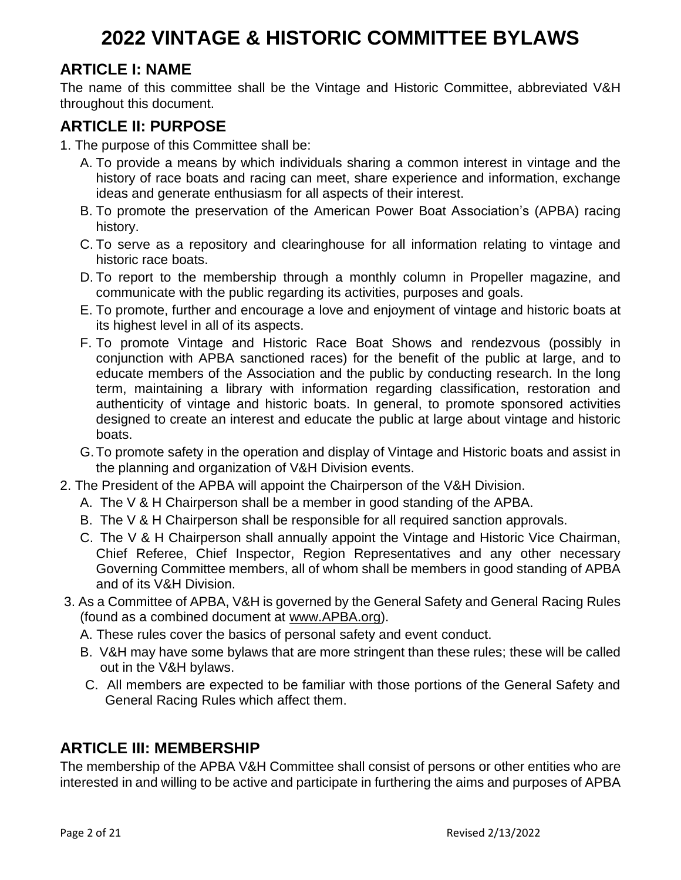# 2022 VINTAGE & HISTORIC COMMITTEE BYLAWS

## ARTICLE I: NAME

The name of this committee shall be the Vintage and Historic Committee, abbreviated V&H throughout this document.

## ARTICLE II: PURPOSE

1. The purpose of this Committee shall be:
   - A. To provide a means by which individuals sharing a common interest in vintage and the history of race boats and racing can meet, share experience and information, exchange ideas and generate enthusiasm for all aspects of their interest.
   - B. To promote the preservation of the American Power Boat Association's (APBA) racing history.
   - C. To serve as a repository and clearinghouse for all information relating to vintage and historic race boats.
   - D. To report to the membership through a monthly column in Propeller magazine, and communicate with the public regarding its activities, purposes and goals.
   - E. To promote, further and encourage a love and enjoyment of vintage and historic boats at its highest level in all of its aspects.
   - F. To promote Vintage and Historic Race Boat Shows and rendezvous (possibly in conjunction with APBA sanctioned races) for the benefit of the public at large, and to educate members of the Association and the public by conducting research. In the long term, maintaining a library with information regarding classification, restoration and authenticity of vintage and historic boats. In general, to promote sponsored activities designed to create an interest and educate the public at large about vintage and historic boats.
   - G. To promote safety in the operation and display of Vintage and Historic boats and assist in the planning and organization of V&H Division events.
2. The President of the APBA will appoint the Chairperson of the V&H Division.
   - A. The V & H Chairperson shall be a member in good standing of the APBA.
   - B. The V & H Chairperson shall be responsible for all required sanction approvals.
   - C. The V & H Chairperson shall annually appoint the Vintage and Historic Vice Chairman, Chief Referee, Chief Inspector, Region Representatives and any other necessary Governing Committee members, all of whom shall be members in good standing of APBA and of its V&H Division.
3. As a Committee of APBA, V&H is governed by the General Safety and General Racing Rules (found as a combined document at www.APBA.org).
   - A. These rules cover the basics of personal safety and event conduct.
   - B. V&H may have some bylaws that are more stringent than these rules; these will be called out in the V&H bylaws.
   - C. All members are expected to be familiar with those portions of the General Safety and General Racing Rules which affect them.

## ARTICLE III: MEMBERSHIP

The membership of the APBA V&H Committee shall consist of persons or other entities who are interested in and willing to be active and participate in furthering the aims and purposes of APBA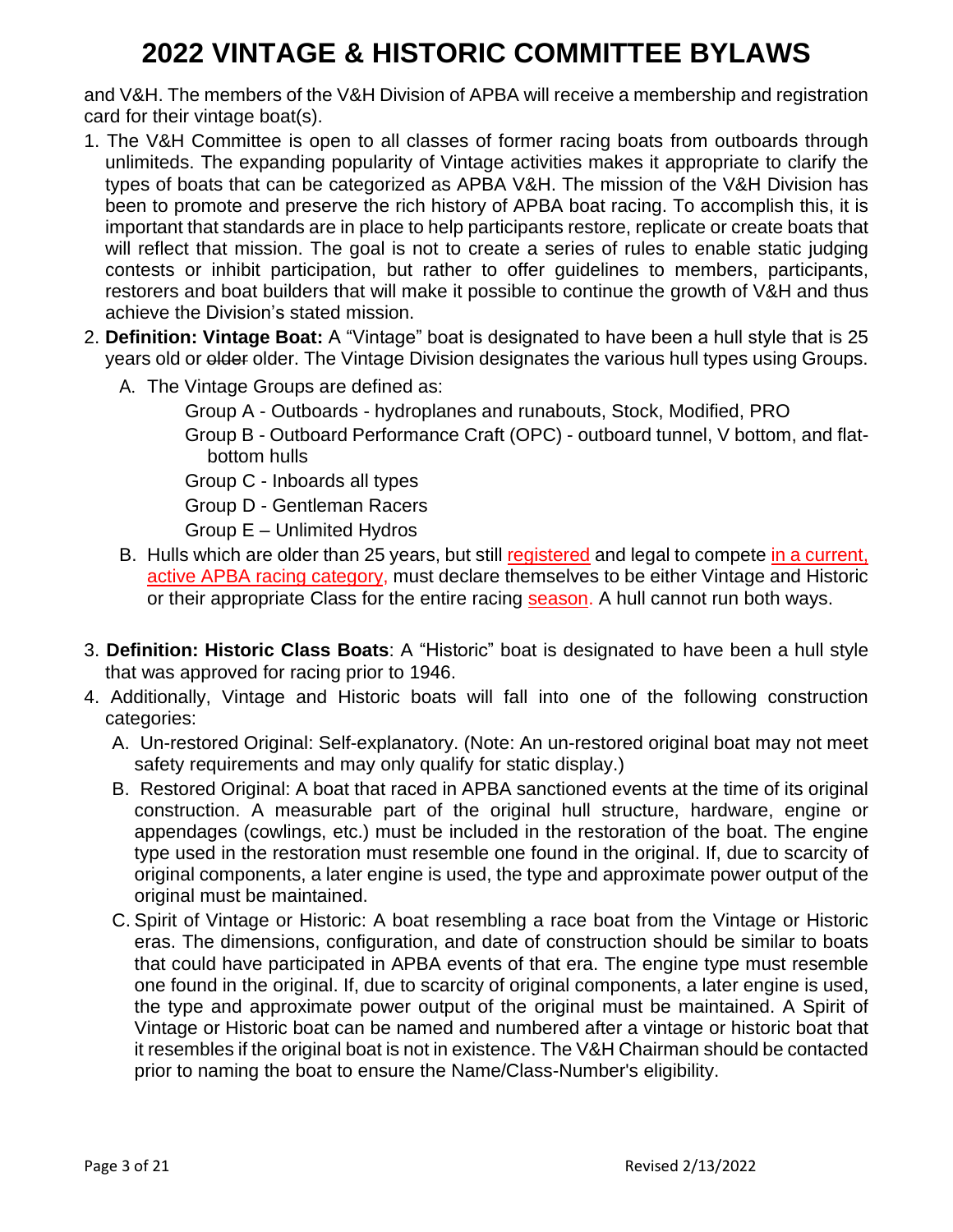and V&H. The members of the V&H Division of APBA will receive a membership and registration card for their vintage boat(s).

1. The V&H Committee is open to all classes of former racing boats from outboards through unlimiteds. The expanding popularity of Vintage activities makes it appropriate to clarify the types of boats that can be categorized as APBA V&H. The mission of the V&H Division has been to promote and preserve the rich history of APBA boat racing. To accomplish this, it is important that standards are in place to help participants restore, replicate or create boats that will reflect that mission. The goal is not to create a series of rules to enable static judging contests or inhibit participation, but rather to offer guidelines to members, participants, restorers and boat builders that will make it possible to continue the growth of V&H and thus achieve the Division's stated mission.
2. **Definition: Vintage Boat:** A "Vintage" boat is designated to have been a hull style that is 25 years old or ~~older~~ older. The Vintage Division designates the various hull types using Groups.
   - A. The Vintage Groups are defined as:
     - Group A - Outboards - hydroplanes and runabouts, Stock, Modified, PRO
     - Group B - Outboard Performance Craft (OPC) - outboard tunnel, V bottom, and flat-bottom hulls
     - Group C - Inboards all types
     - Group D - Gentleman Racers
     - Group E – Unlimited Hydros
   - B. Hulls which are older than 25 years, but still registered and legal to compete in a current, active APBA racing category, must declare themselves to be either Vintage and Historic or their appropriate Class for the entire racing season. A hull cannot run both ways.
3. **Definition: Historic Class Boats**: A "Historic" boat is designated to have been a hull style that was approved for racing prior to 1946.
4. Additionally, Vintage and Historic boats will fall into one of the following construction categories:
   - A. Un-restored Original: Self-explanatory. (Note: An un-restored original boat may not meet safety requirements and may only qualify for static display.)
   - B. Restored Original: A boat that raced in APBA sanctioned events at the time of its original construction. A measurable part of the original hull structure, hardware, engine or appendages (cowlings, etc.) must be included in the restoration of the boat. The engine type used in the restoration must resemble one found in the original. If, due to scarcity of original components, a later engine is used, the type and approximate power output of the original must be maintained.
   - C. Spirit of Vintage or Historic: A boat resembling a race boat from the Vintage or Historic eras. The dimensions, configuration, and date of construction should be similar to boats that could have participated in APBA events of that era. The engine type must resemble one found in the original. If, due to scarcity of original components, a later engine is used, the type and approximate power output of the original must be maintained. A Spirit of Vintage or Historic boat can be named and numbered after a vintage or historic boat that it resembles if the original boat is not in existence. The V&H Chairman should be contacted prior to naming the boat to ensure the Name/Class-Number's eligibility.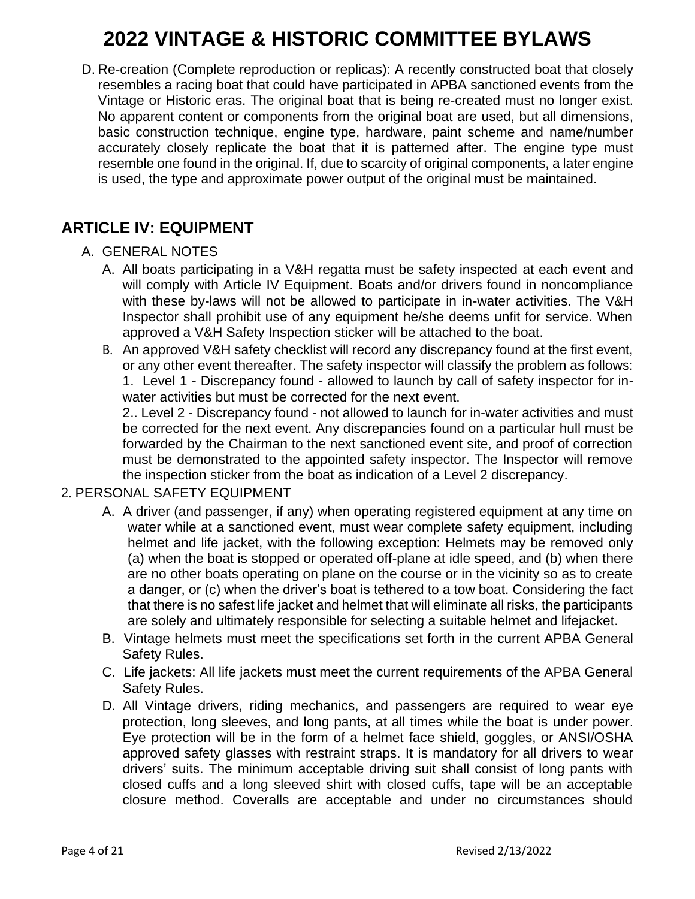D. Re-creation (Complete reproduction or replicas): A recently constructed boat that closely resembles a racing boat that could have participated in APBA sanctioned events from the Vintage or Historic eras. The original boat that is being re-created must no longer exist. No apparent content or components from the original boat are used, but all dimensions, basic construction technique, engine type, hardware, paint scheme and name/number accurately closely replicate the boat that it is patterned after. The engine type must resemble one found in the original. If, due to scarcity of original components, a later engine is used, the type and approximate power output of the original must be maintained.

## ARTICLE IV: EQUIPMENT

A. GENERAL NOTES

A. All boats participating in a V&H regatta must be safety inspected at each event and will comply with Article IV Equipment. Boats and/or drivers found in noncompliance with these by-laws will not be allowed to participate in in-water activities. The V&H Inspector shall prohibit use of any equipment he/she deems unfit for service. When approved a V&H Safety Inspection sticker will be attached to the boat.

B. An approved V&H safety checklist will record any discrepancy found at the first event, or any other event thereafter. The safety inspector will classify the problem as follows:
1. Level 1 - Discrepancy found - allowed to launch by call of safety inspector for in-water activities but must be corrected for the next event.
2.. Level 2 - Discrepancy found - not allowed to launch for in-water activities and must be corrected for the next event. Any discrepancies found on a particular hull must be forwarded by the Chairman to the next sanctioned event site, and proof of correction must be demonstrated to the appointed safety inspector. The Inspector will remove the inspection sticker from the boat as indication of a Level 2 discrepancy.

2. PERSONAL SAFETY EQUIPMENT

A. A driver (and passenger, if any) when operating registered equipment at any time on water while at a sanctioned event, must wear complete safety equipment, including helmet and life jacket, with the following exception: Helmets may be removed only (a) when the boat is stopped or operated off-plane at idle speed, and (b) when there are no other boats operating on plane on the course or in the vicinity so as to create a danger, or (c) when the driver's boat is tethered to a tow boat. Considering the fact that there is no safest life jacket and helmet that will eliminate all risks, the participants are solely and ultimately responsible for selecting a suitable helmet and lifejacket.

B. Vintage helmets must meet the specifications set forth in the current APBA General Safety Rules.

C. Life jackets: All life jackets must meet the current requirements of the APBA General Safety Rules.

D. All Vintage drivers, riding mechanics, and passengers are required to wear eye protection, long sleeves, and long pants, at all times while the boat is under power. Eye protection will be in the form of a helmet face shield, goggles, or ANSI/OSHA approved safety glasses with restraint straps. It is mandatory for all drivers to wear drivers' suits. The minimum acceptable driving suit shall consist of long pants with closed cuffs and a long sleeved shirt with closed cuffs, tape will be an acceptable closure method. Coveralls are acceptable and under no circumstances should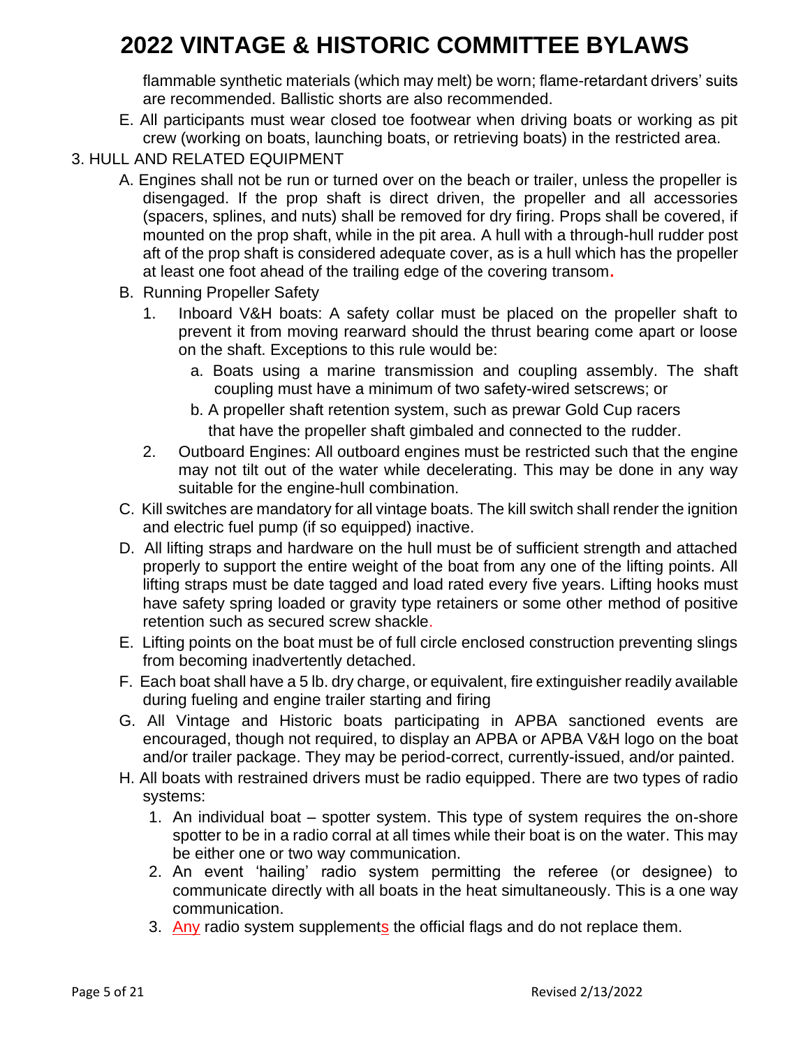flammable synthetic materials (which may melt) be worn; flame-retardant drivers' suits are recommended. Ballistic shorts are also recommended.

E. All participants must wear closed toe footwear when driving boats or working as pit crew (working on boats, launching boats, or retrieving boats) in the restricted area.

3. HULL AND RELATED EQUIPMENT

A. Engines shall not be run or turned over on the beach or trailer, unless the propeller is disengaged. If the prop shaft is direct driven, the propeller and all accessories (spacers, splines, and nuts) shall be removed for dry firing. Props shall be covered, if mounted on the prop shaft, while in the pit area. A hull with a through-hull rudder post aft of the prop shaft is considered adequate cover, as is a hull which has the propeller at least one foot ahead of the trailing edge of the covering transom.

B. Running Propeller Safety

1. Inboard V&H boats: A safety collar must be placed on the propeller shaft to prevent it from moving rearward should the thrust bearing come apart or loose on the shaft. Exceptions to this rule would be:
   a. Boats using a marine transmission and coupling assembly. The shaft coupling must have a minimum of two safety-wired setscrews; or
   b. A propeller shaft retention system, such as prewar Gold Cup racers that have the propeller shaft gimbaled and connected to the rudder.
2. Outboard Engines: All outboard engines must be restricted such that the engine may not tilt out of the water while decelerating. This may be done in any way suitable for the engine-hull combination.

C. Kill switches are mandatory for all vintage boats. The kill switch shall render the ignition and electric fuel pump (if so equipped) inactive.

D. All lifting straps and hardware on the hull must be of sufficient strength and attached properly to support the entire weight of the boat from any one of the lifting points. All lifting straps must be date tagged and load rated every five years. Lifting hooks must have safety spring loaded or gravity type retainers or some other method of positive retention such as secured screw shackle.

E. Lifting points on the boat must be of full circle enclosed construction preventing slings from becoming inadvertently detached.

F. Each boat shall have a 5 lb. dry charge, or equivalent, fire extinguisher readily available during fueling and engine trailer starting and firing

G. All Vintage and Historic boats participating in APBA sanctioned events are encouraged, though not required, to display an APBA or APBA V&H logo on the boat and/or trailer package. They may be period-correct, currently-issued, and/or painted.

H. All boats with restrained drivers must be radio equipped. There are two types of radio systems:

1. An individual boat – spotter system. This type of system requires the on-shore spotter to be in a radio corral at all times while their boat is on the water. This may be either one or two way communication.
2. An event 'hailing' radio system permitting the referee (or designee) to communicate directly with all boats in the heat simultaneously. This is a one way communication.
3. Any radio system supplements the official flags and do not replace them.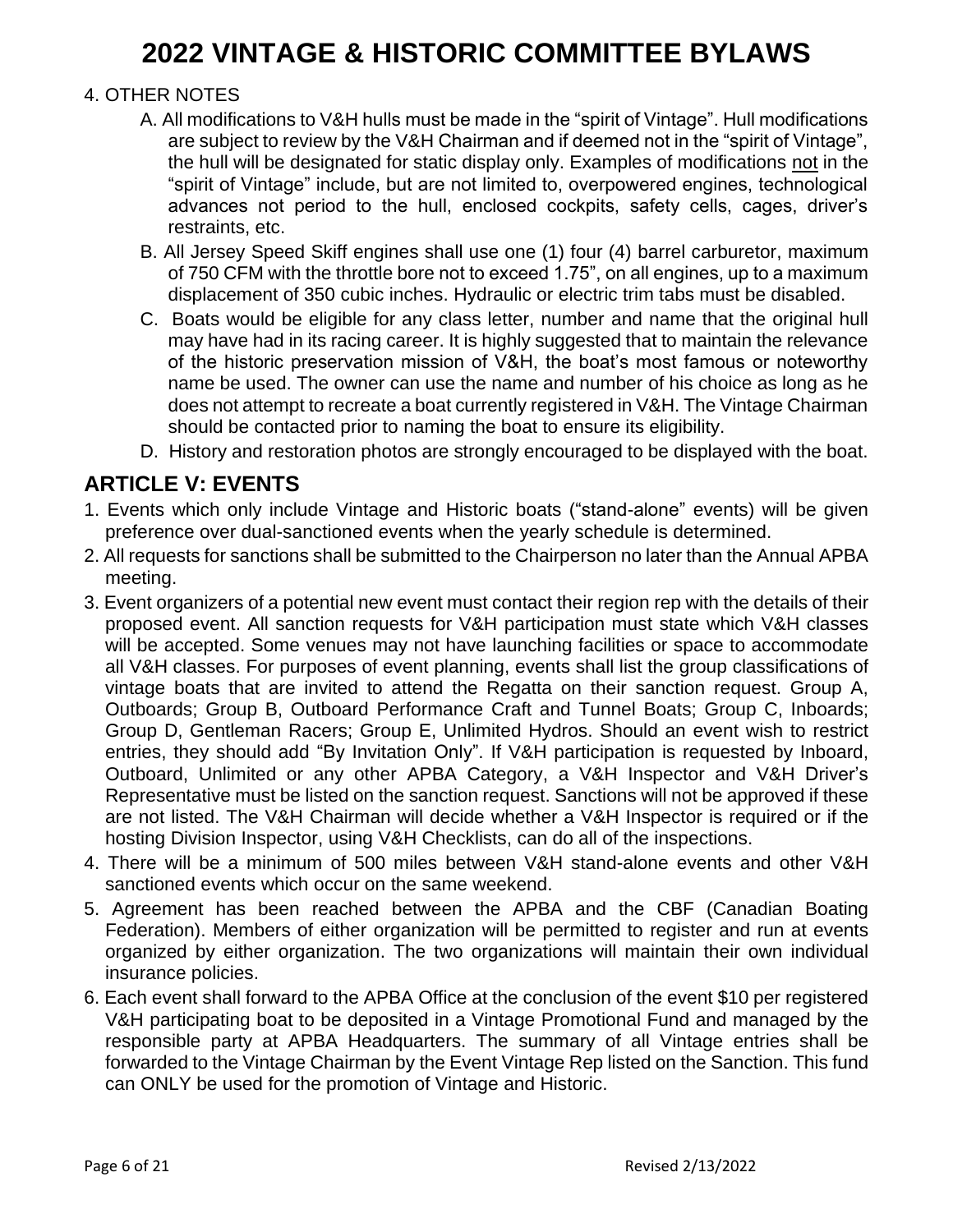# 2022 VINTAGE & HISTORIC COMMITTEE BYLAWS

4. OTHER NOTES

   A. All modifications to V&H hulls must be made in the "spirit of Vintage". Hull modifications are subject to review by the V&H Chairman and if deemed not in the "spirit of Vintage", the hull will be designated for static display only. Examples of modifications not in the "spirit of Vintage" include, but are not limited to, overpowered engines, technological advances not period to the hull, enclosed cockpits, safety cells, cages, driver's restraints, etc.

   B. All Jersey Speed Skiff engines shall use one (1) four (4) barrel carburetor, maximum of 750 CFM with the throttle bore not to exceed 1.75", on all engines, up to a maximum displacement of 350 cubic inches. Hydraulic or electric trim tabs must be disabled.

   C. Boats would be eligible for any class letter, number and name that the original hull may have had in its racing career. It is highly suggested that to maintain the relevance of the historic preservation mission of V&H, the boat's most famous or noteworthy name be used. The owner can use the name and number of his choice as long as he does not attempt to recreate a boat currently registered in V&H. The Vintage Chairman should be contacted prior to naming the boat to ensure its eligibility.

   D. History and restoration photos are strongly encouraged to be displayed with the boat.

## ARTICLE V: EVENTS

1. Events which only include Vintage and Historic boats ("stand-alone" events) will be given preference over dual-sanctioned events when the yearly schedule is determined.
2. All requests for sanctions shall be submitted to the Chairperson no later than the Annual APBA meeting.
3. Event organizers of a potential new event must contact their region rep with the details of their proposed event. All sanction requests for V&H participation must state which V&H classes will be accepted. Some venues may not have launching facilities or space to accommodate all V&H classes. For purposes of event planning, events shall list the group classifications of vintage boats that are invited to attend the Regatta on their sanction request. Group A, Outboards; Group B, Outboard Performance Craft and Tunnel Boats; Group C, Inboards; Group D, Gentleman Racers; Group E, Unlimited Hydros. Should an event wish to restrict entries, they should add "By Invitation Only". If V&H participation is requested by Inboard, Outboard, Unlimited or any other APBA Category, a V&H Inspector and V&H Driver's Representative must be listed on the sanction request. Sanctions will not be approved if these are not listed. The V&H Chairman will decide whether a V&H Inspector is required or if the hosting Division Inspector, using V&H Checklists, can do all of the inspections.
4. There will be a minimum of 500 miles between V&H stand-alone events and other V&H sanctioned events which occur on the same weekend.
5. Agreement has been reached between the APBA and the CBF (Canadian Boating Federation). Members of either organization will be permitted to register and run at events organized by either organization. The two organizations will maintain their own individual insurance policies.
6. Each event shall forward to the APBA Office at the conclusion of the event $10 per registered V&H participating boat to be deposited in a Vintage Promotional Fund and managed by the responsible party at APBA Headquarters. The summary of all Vintage entries shall be forwarded to the Vintage Chairman by the Event Vintage Rep listed on the Sanction. This fund can ONLY be used for the promotion of Vintage and Historic.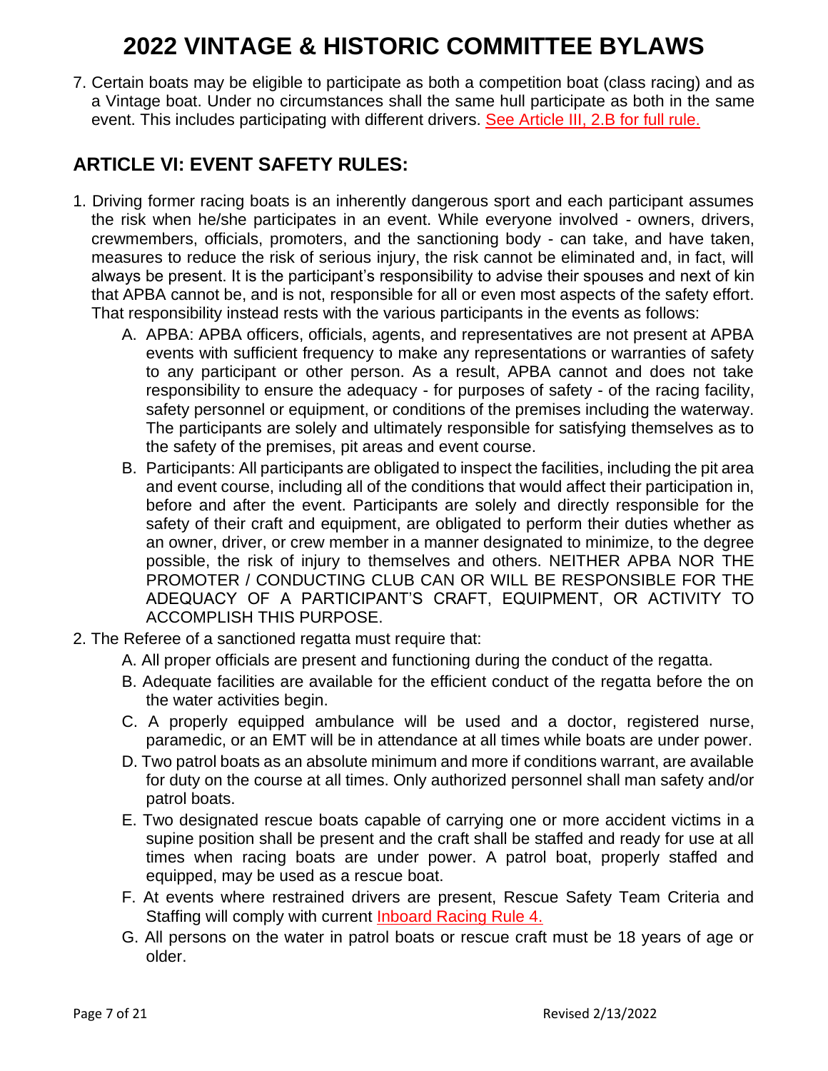# 2022 VINTAGE & HISTORIC COMMITTEE BYLAWS

7. Certain boats may be eligible to participate as both a competition boat (class racing) and as a Vintage boat. Under no circumstances shall the same hull participate as both in the same event. This includes participating with different drivers. See Article III, 2.B for full rule.

## ARTICLE VI: EVENT SAFETY RULES:

1. Driving former racing boats is an inherently dangerous sport and each participant assumes the risk when he/she participates in an event. While everyone involved - owners, drivers, crewmembers, officials, promoters, and the sanctioning body - can take, and have taken, measures to reduce the risk of serious injury, the risk cannot be eliminated and, in fact, will always be present. It is the participant's responsibility to advise their spouses and next of kin that APBA cannot be, and is not, responsible for all or even most aspects of the safety effort. That responsibility instead rests with the various participants in the events as follows:
   - A. APBA: APBA officers, officials, agents, and representatives are not present at APBA events with sufficient frequency to make any representations or warranties of safety to any participant or other person. As a result, APBA cannot and does not take responsibility to ensure the adequacy - for purposes of safety - of the racing facility, safety personnel or equipment, or conditions of the premises including the waterway. The participants are solely and ultimately responsible for satisfying themselves as to the safety of the premises, pit areas and event course.
   - B. Participants: All participants are obligated to inspect the facilities, including the pit area and event course, including all of the conditions that would affect their participation in, before and after the event. Participants are solely and directly responsible for the safety of their craft and equipment, are obligated to perform their duties whether as an owner, driver, or crew member in a manner designated to minimize, to the degree possible, the risk of injury to themselves and others. NEITHER APBA NOR THE PROMOTER / CONDUCTING CLUB CAN OR WILL BE RESPONSIBLE FOR THE ADEQUACY OF A PARTICIPANT'S CRAFT, EQUIPMENT, OR ACTIVITY TO ACCOMPLISH THIS PURPOSE.
2. The Referee of a sanctioned regatta must require that:
   - A. All proper officials are present and functioning during the conduct of the regatta.
   - B. Adequate facilities are available for the efficient conduct of the regatta before the on the water activities begin.
   - C. A properly equipped ambulance will be used and a doctor, registered nurse, paramedic, or an EMT will be in attendance at all times while boats are under power.
   - D. Two patrol boats as an absolute minimum and more if conditions warrant, are available for duty on the course at all times. Only authorized personnel shall man safety and/or patrol boats.
   - E. Two designated rescue boats capable of carrying one or more accident victims in a supine position shall be present and the craft shall be staffed and ready for use at all times when racing boats are under power. A patrol boat, properly staffed and equipped, may be used as a rescue boat.
   - F. At events where restrained drivers are present, Rescue Safety Team Criteria and Staffing will comply with current Inboard Racing Rule 4.
   - G. All persons on the water in patrol boats or rescue craft must be 18 years of age or older.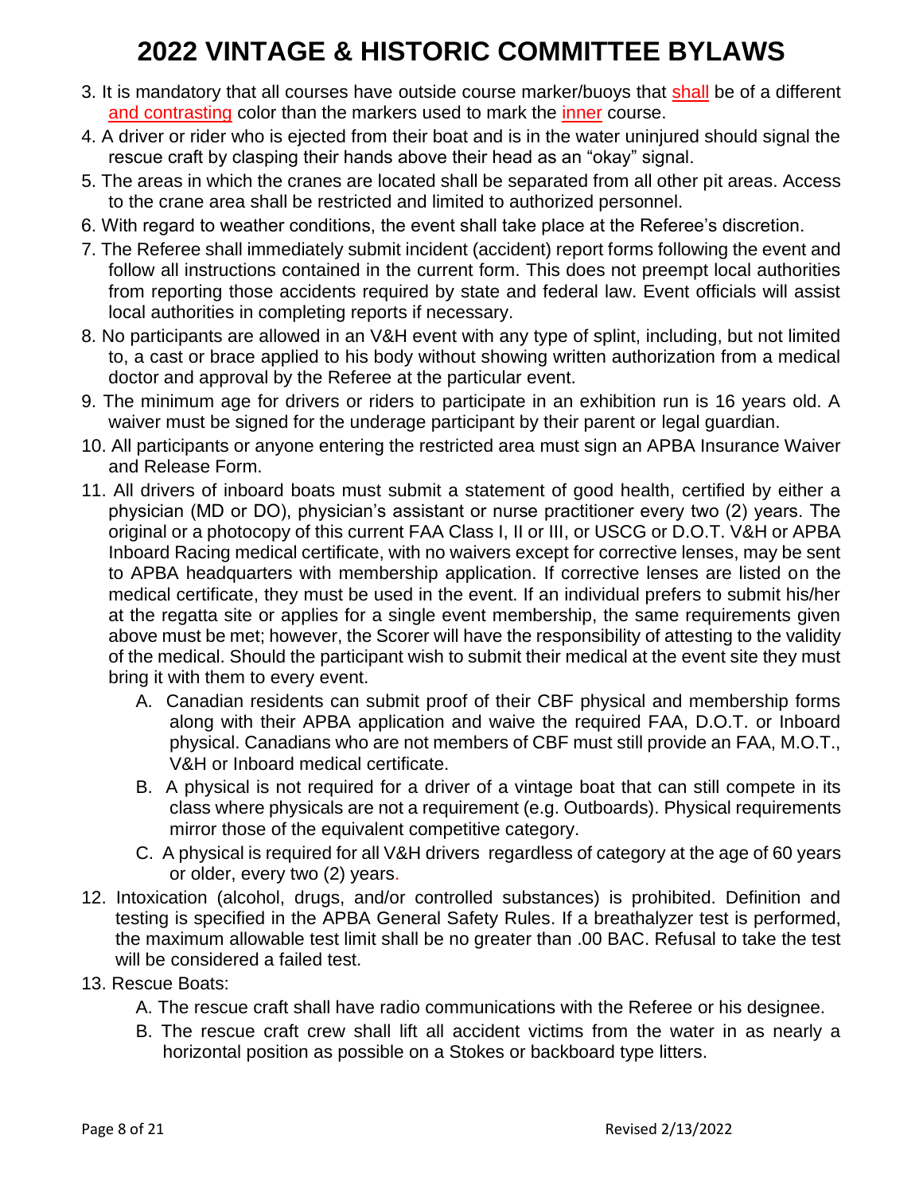3. It is mandatory that all courses have outside course marker/buoys that shall be of a different and contrasting color than the markers used to mark the inner course.
4. A driver or rider who is ejected from their boat and is in the water uninjured should signal the rescue craft by clasping their hands above their head as an "okay" signal.
5. The areas in which the cranes are located shall be separated from all other pit areas. Access to the crane area shall be restricted and limited to authorized personnel.
6. With regard to weather conditions, the event shall take place at the Referee's discretion.
7. The Referee shall immediately submit incident (accident) report forms following the event and follow all instructions contained in the current form. This does not preempt local authorities from reporting those accidents required by state and federal law. Event officials will assist local authorities in completing reports if necessary.
8. No participants are allowed in an V&H event with any type of splint, including, but not limited to, a cast or brace applied to his body without showing written authorization from a medical doctor and approval by the Referee at the particular event.
9. The minimum age for drivers or riders to participate in an exhibition run is 16 years old. A waiver must be signed for the underage participant by their parent or legal guardian.
10. All participants or anyone entering the restricted area must sign an APBA Insurance Waiver and Release Form.
11. All drivers of inboard boats must submit a statement of good health, certified by either a physician (MD or DO), physician's assistant or nurse practitioner every two (2) years. The original or a photocopy of this current FAA Class I, II or III, or USCG or D.O.T. V&H or APBA Inboard Racing medical certificate, with no waivers except for corrective lenses, may be sent to APBA headquarters with membership application. If corrective lenses are listed on the medical certificate, they must be used in the event. If an individual prefers to submit his/her at the regatta site or applies for a single event membership, the same requirements given above must be met; however, the Scorer will have the responsibility of attesting to the validity of the medical. Should the participant wish to submit their medical at the event site they must bring it with them to every event.
    - A. Canadian residents can submit proof of their CBF physical and membership forms along with their APBA application and waive the required FAA, D.O.T. or Inboard physical. Canadians who are not members of CBF must still provide an FAA, M.O.T., V&H or Inboard medical certificate.
    - B. A physical is not required for a driver of a vintage boat that can still compete in its class where physicals are not a requirement (e.g. Outboards). Physical requirements mirror those of the equivalent competitive category.
    - C. A physical is required for all V&H drivers regardless of category at the age of 60 years or older, every two (2) years.
12. Intoxication (alcohol, drugs, and/or controlled substances) is prohibited. Definition and testing is specified in the APBA General Safety Rules. If a breathalyzer test is performed, the maximum allowable test limit shall be no greater than .00 BAC. Refusal to take the test will be considered a failed test.
13. Rescue Boats:
    - A. The rescue craft shall have radio communications with the Referee or his designee.
    - B. The rescue craft crew shall lift all accident victims from the water in as nearly a horizontal position as possible on a Stokes or backboard type litters.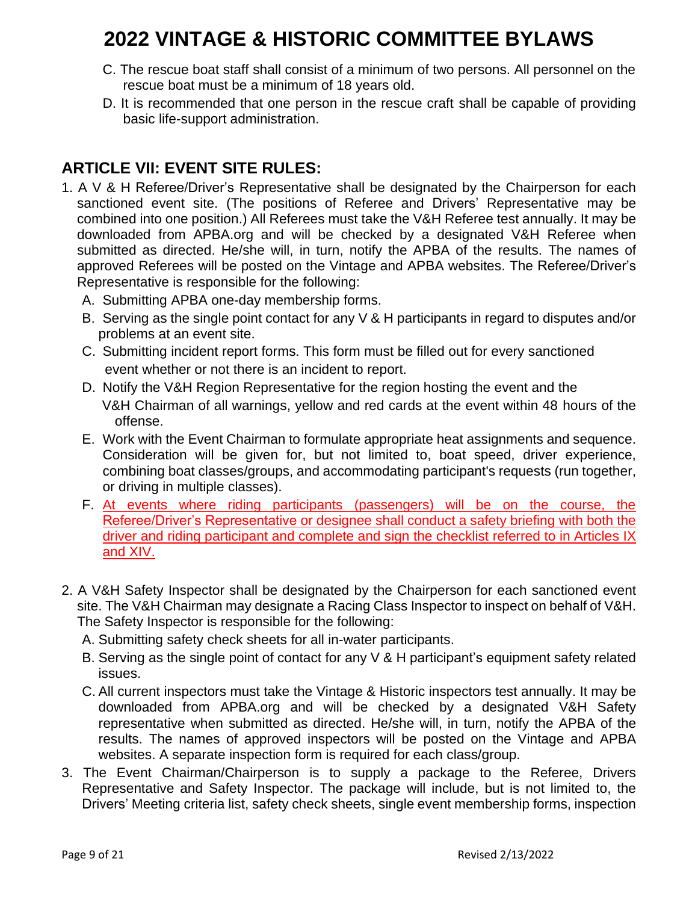C. The rescue boat staff shall consist of a minimum of two persons. All personnel on the rescue boat must be a minimum of 18 years old.

D. It is recommended that one person in the rescue craft shall be capable of providing basic life-support administration.

## ARTICLE VII: EVENT SITE RULES:

1. A V & H Referee/Driver's Representative shall be designated by the Chairperson for each sanctioned event site. (The positions of Referee and Drivers' Representative may be combined into one position.) All Referees must take the V&H Referee test annually. It may be downloaded from APBA.org and will be checked by a designated V&H Referee when submitted as directed. He/she will, in turn, notify the APBA of the results. The names of approved Referees will be posted on the Vintage and APBA websites. The Referee/Driver's Representative is responsible for the following:
   - A. Submitting APBA one-day membership forms.
   - B. Serving as the single point contact for any V & H participants in regard to disputes and/or problems at an event site.
   - C. Submitting incident report forms. This form must be filled out for every sanctioned event whether or not there is an incident to report.
   - D. Notify the V&H Region Representative for the region hosting the event and the V&H Chairman of all warnings, yellow and red cards at the event within 48 hours of the offense.
   - E. Work with the Event Chairman to formulate appropriate heat assignments and sequence. Consideration will be given for, but not limited to, boat speed, driver experience, combining boat classes/groups, and accommodating participant's requests (run together, or driving in multiple classes).
   - F. At events where riding participants (passengers) will be on the course, the Referee/Driver's Representative or designee shall conduct a safety briefing with both the driver and riding participant and complete and sign the checklist referred to in Articles IX and XIV.

2. A V&H Safety Inspector shall be designated by the Chairperson for each sanctioned event site. The V&H Chairman may designate a Racing Class Inspector to inspect on behalf of V&H. The Safety Inspector is responsible for the following:
   - A. Submitting safety check sheets for all in-water participants.
   - B. Serving as the single point of contact for any V & H participant's equipment safety related issues.
   - C. All current inspectors must take the Vintage & Historic inspectors test annually. It may be downloaded from APBA.org and will be checked by a designated V&H Safety representative when submitted as directed. He/she will, in turn, notify the APBA of the results. The names of approved inspectors will be posted on the Vintage and APBA websites. A separate inspection form is required for each class/group.

3. The Event Chairman/Chairperson is to supply a package to the Referee, Drivers Representative and Safety Inspector. The package will include, but is not limited to, the Drivers' Meeting criteria list, safety check sheets, single event membership forms, inspection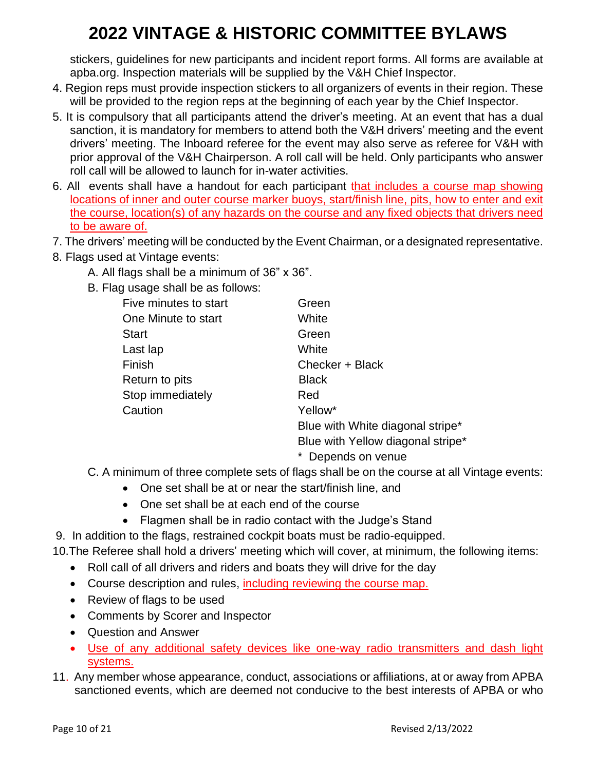stickers, guidelines for new participants and incident report forms. All forms are available at apba.org. Inspection materials will be supplied by the V&H Chief Inspector.

4. Region reps must provide inspection stickers to all organizers of events in their region. These will be provided to the region reps at the beginning of each year by the Chief Inspector.
5. It is compulsory that all participants attend the driver's meeting. At an event that has a dual sanction, it is mandatory for members to attend both the V&H drivers' meeting and the event drivers' meeting. The Inboard referee for the event may also serve as referee for V&H with prior approval of the V&H Chairperson. A roll call will be held. Only participants who answer roll call will be allowed to launch for in-water activities.
6. All events shall have a handout for each participant that includes a course map showing locations of inner and outer course marker buoys, start/finish line, pits, how to enter and exit the course, location(s) of any hazards on the course and any fixed objects that drivers need to be aware of.
7. The drivers' meeting will be conducted by the Event Chairman, or a designated representative.
8. Flags used at Vintage events:
   A. All flags shall be a minimum of 36" x 36".
   B. Flag usage shall be as follows:

| | |
|---|---|
| Five minutes to start | Green |
| One Minute to start | White |
| Start | Green |
| Last lap | White |
| Finish | Checker + Black |
| Return to pits | Black |
| Stop immediately | Red |
| Caution | Yellow* |
| | Blue with White diagonal stripe* |
| | Blue with Yellow diagonal stripe* |
| | * Depends on venue |

   C. A minimum of three complete sets of flags shall be on the course at all Vintage events:
      - One set shall be at or near the start/finish line, and
      - One set shall be at each end of the course
      - Flagmen shall be in radio contact with the Judge's Stand
9. In addition to the flags, restrained cockpit boats must be radio-equipped.
10. The Referee shall hold a drivers' meeting which will cover, at minimum, the following items:
    - Roll call of all drivers and riders and boats they will drive for the day
    - Course description and rules, including reviewing the course map.
    - Review of flags to be used
    - Comments by Scorer and Inspector
    - Question and Answer
    - Use of any additional safety devices like one-way radio transmitters and dash light systems.
11. Any member whose appearance, conduct, associations or affiliations, at or away from APBA sanctioned events, which are deemed not conducive to the best interests of APBA or who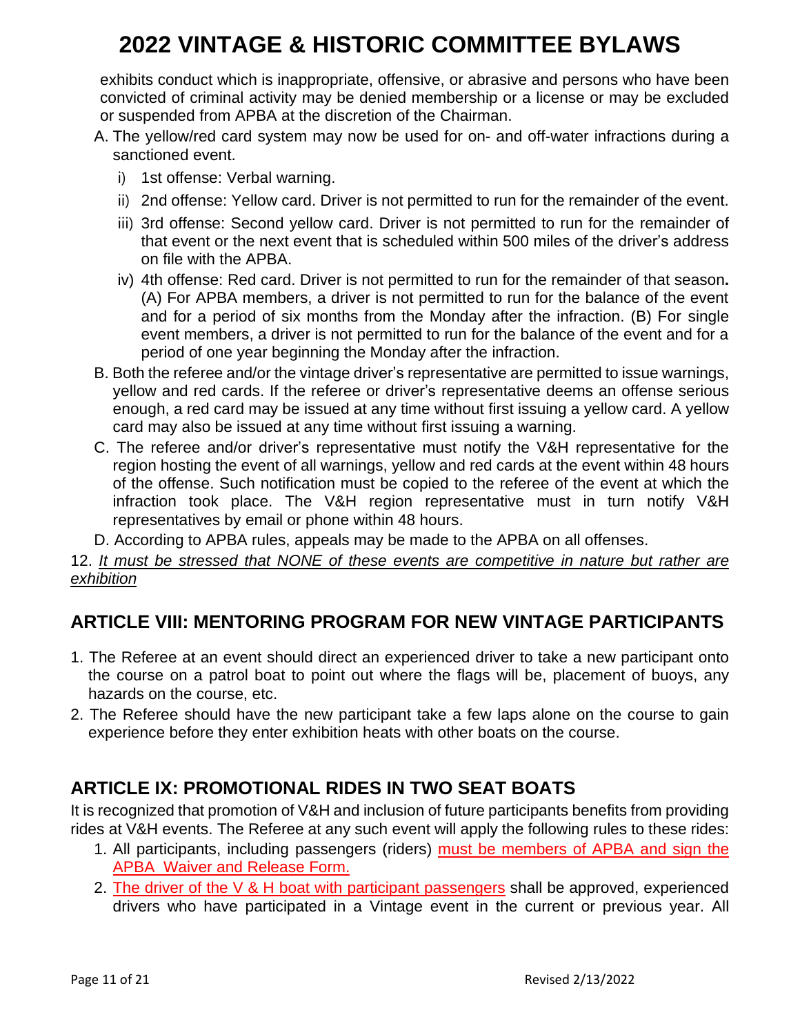exhibits conduct which is inappropriate, offensive, or abrasive and persons who have been convicted of criminal activity may be denied membership or a license or may be excluded or suspended from APBA at the discretion of the Chairman.

A. The yellow/red card system may now be used for on- and off-water infractions during a sanctioned event.
   i) 1st offense: Verbal warning.
   ii) 2nd offense: Yellow card. Driver is not permitted to run for the remainder of the event.
   iii) 3rd offense: Second yellow card. Driver is not permitted to run for the remainder of that event or the next event that is scheduled within 500 miles of the driver's address on file with the APBA.
   iv) 4th offense: Red card. Driver is not permitted to run for the remainder of that season**.** (A) For APBA members, a driver is not permitted to run for the balance of the event and for a period of six months from the Monday after the infraction. (B) For single event members, a driver is not permitted to run for the balance of the event and for a period of one year beginning the Monday after the infraction.

B. Both the referee and/or the vintage driver's representative are permitted to issue warnings, yellow and red cards. If the referee or driver's representative deems an offense serious enough, a red card may be issued at any time without first issuing a yellow card. A yellow card may also be issued at any time without first issuing a warning.

C. The referee and/or driver's representative must notify the V&H representative for the region hosting the event of all warnings, yellow and red cards at the event within 48 hours of the offense. Such notification must be copied to the referee of the event at which the infraction took place. The V&H region representative must in turn notify V&H representatives by email or phone within 48 hours.

D. According to APBA rules, appeals may be made to the APBA on all offenses.

12. *It must be stressed that NONE of these events are competitive in nature but rather are exhibition*

## ARTICLE VIII: MENTORING PROGRAM FOR NEW VINTAGE PARTICIPANTS

1. The Referee at an event should direct an experienced driver to take a new participant onto the course on a patrol boat to point out where the flags will be, placement of buoys, any hazards on the course, etc.
2. The Referee should have the new participant take a few laps alone on the course to gain experience before they enter exhibition heats with other boats on the course.

## ARTICLE IX: PROMOTIONAL RIDES IN TWO SEAT BOATS

It is recognized that promotion of V&H and inclusion of future participants benefits from providing rides at V&H events. The Referee at any such event will apply the following rules to these rides:

1. All participants, including passengers (riders) must be members of APBA and sign the APBA Waiver and Release Form.
2. The driver of the V & H boat with participant passengers shall be approved, experienced drivers who have participated in a Vintage event in the current or previous year. All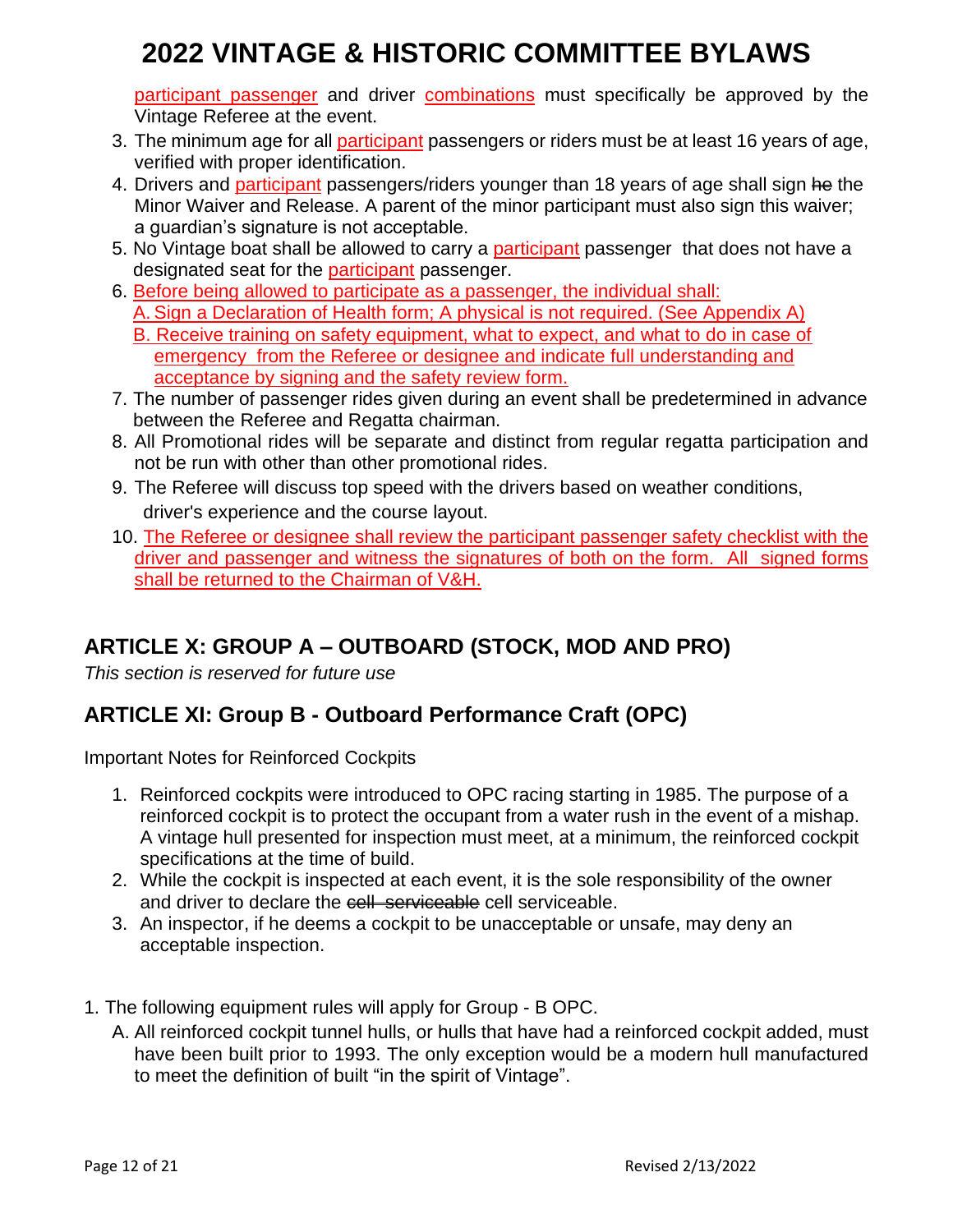participant passenger and driver combinations must specifically be approved by the Vintage Referee at the event.

3. The minimum age for all participant passengers or riders must be at least 16 years of age, verified with proper identification.
4. Drivers and participant passengers/riders younger than 18 years of age shall sign ~~he~~ the Minor Waiver and Release. A parent of the minor participant must also sign this waiver; a guardian's signature is not acceptable.
5. No Vintage boat shall be allowed to carry a participant passenger that does not have a designated seat for the participant passenger.
6. Before being allowed to participate as a passenger, the individual shall:
   A. Sign a Declaration of Health form; A physical is not required. (See Appendix A)
   B. Receive training on safety equipment, what to expect, and what to do in case of emergency from the Referee or designee and indicate full understanding and acceptance by signing and the safety review form.
7. The number of passenger rides given during an event shall be predetermined in advance between the Referee and Regatta chairman.
8. All Promotional rides will be separate and distinct from regular regatta participation and not be run with other than other promotional rides.
9. The Referee will discuss top speed with the drivers based on weather conditions, driver's experience and the course layout.
10. The Referee or designee shall review the participant passenger safety checklist with the driver and passenger and witness the signatures of both on the form. All signed forms shall be returned to the Chairman of V&H.

## ARTICLE X: GROUP A – OUTBOARD (STOCK, MOD AND PRO)

*This section is reserved for future use*

## ARTICLE XI: Group B - Outboard Performance Craft (OPC)

Important Notes for Reinforced Cockpits

1. Reinforced cockpits were introduced to OPC racing starting in 1985. The purpose of a reinforced cockpit is to protect the occupant from a water rush in the event of a mishap. A vintage hull presented for inspection must meet, at a minimum, the reinforced cockpit specifications at the time of build.
2. While the cockpit is inspected at each event, it is the sole responsibility of the owner and driver to declare the ~~cell serviceable~~ cell serviceable.
3. An inspector, if he deems a cockpit to be unacceptable or unsafe, may deny an acceptable inspection.

1. The following equipment rules will apply for Group - B OPC.
   A. All reinforced cockpit tunnel hulls, or hulls that have had a reinforced cockpit added, must have been built prior to 1993. The only exception would be a modern hull manufactured to meet the definition of built "in the spirit of Vintage".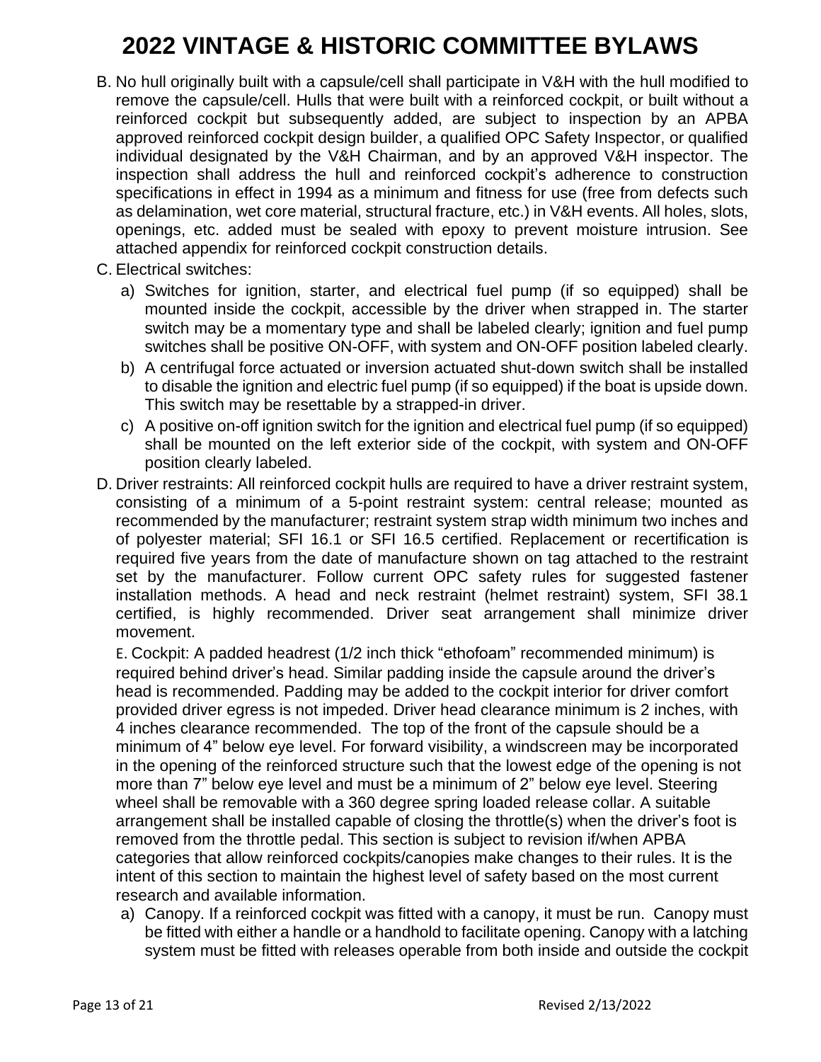B. No hull originally built with a capsule/cell shall participate in V&H with the hull modified to remove the capsule/cell. Hulls that were built with a reinforced cockpit, or built without a reinforced cockpit but subsequently added, are subject to inspection by an APBA approved reinforced cockpit design builder, a qualified OPC Safety Inspector, or qualified individual designated by the V&H Chairman, and by an approved V&H inspector. The inspection shall address the hull and reinforced cockpit's adherence to construction specifications in effect in 1994 as a minimum and fitness for use (free from defects such as delamination, wet core material, structural fracture, etc.) in V&H events. All holes, slots, openings, etc. added must be sealed with epoxy to prevent moisture intrusion. See attached appendix for reinforced cockpit construction details.

C. Electrical switches:

a) Switches for ignition, starter, and electrical fuel pump (if so equipped) shall be mounted inside the cockpit, accessible by the driver when strapped in. The starter switch may be a momentary type and shall be labeled clearly; ignition and fuel pump switches shall be positive ON-OFF, with system and ON-OFF position labeled clearly.

b) A centrifugal force actuated or inversion actuated shut-down switch shall be installed to disable the ignition and electric fuel pump (if so equipped) if the boat is upside down. This switch may be resettable by a strapped-in driver.

c) A positive on-off ignition switch for the ignition and electrical fuel pump (if so equipped) shall be mounted on the left exterior side of the cockpit, with system and ON-OFF position clearly labeled.

D. Driver restraints: All reinforced cockpit hulls are required to have a driver restraint system, consisting of a minimum of a 5-point restraint system: central release; mounted as recommended by the manufacturer; restraint system strap width minimum two inches and of polyester material; SFI 16.1 or SFI 16.5 certified. Replacement or recertification is required five years from the date of manufacture shown on tag attached to the restraint set by the manufacturer. Follow current OPC safety rules for suggested fastener installation methods. A head and neck restraint (helmet restraint) system, SFI 38.1 certified, is highly recommended. Driver seat arrangement shall minimize driver movement.

E. Cockpit: A padded headrest (1/2 inch thick "ethofoam" recommended minimum) is required behind driver's head. Similar padding inside the capsule around the driver's head is recommended. Padding may be added to the cockpit interior for driver comfort provided driver egress is not impeded. Driver head clearance minimum is 2 inches, with 4 inches clearance recommended. The top of the front of the capsule should be a minimum of 4" below eye level. For forward visibility, a windscreen may be incorporated in the opening of the reinforced structure such that the lowest edge of the opening is not more than 7" below eye level and must be a minimum of 2" below eye level. Steering wheel shall be removable with a 360 degree spring loaded release collar. A suitable arrangement shall be installed capable of closing the throttle(s) when the driver's foot is removed from the throttle pedal. This section is subject to revision if/when APBA categories that allow reinforced cockpits/canopies make changes to their rules. It is the intent of this section to maintain the highest level of safety based on the most current research and available information.

a) Canopy. If a reinforced cockpit was fitted with a canopy, it must be run. Canopy must be fitted with either a handle or a handhold to facilitate opening. Canopy with a latching system must be fitted with releases operable from both inside and outside the cockpit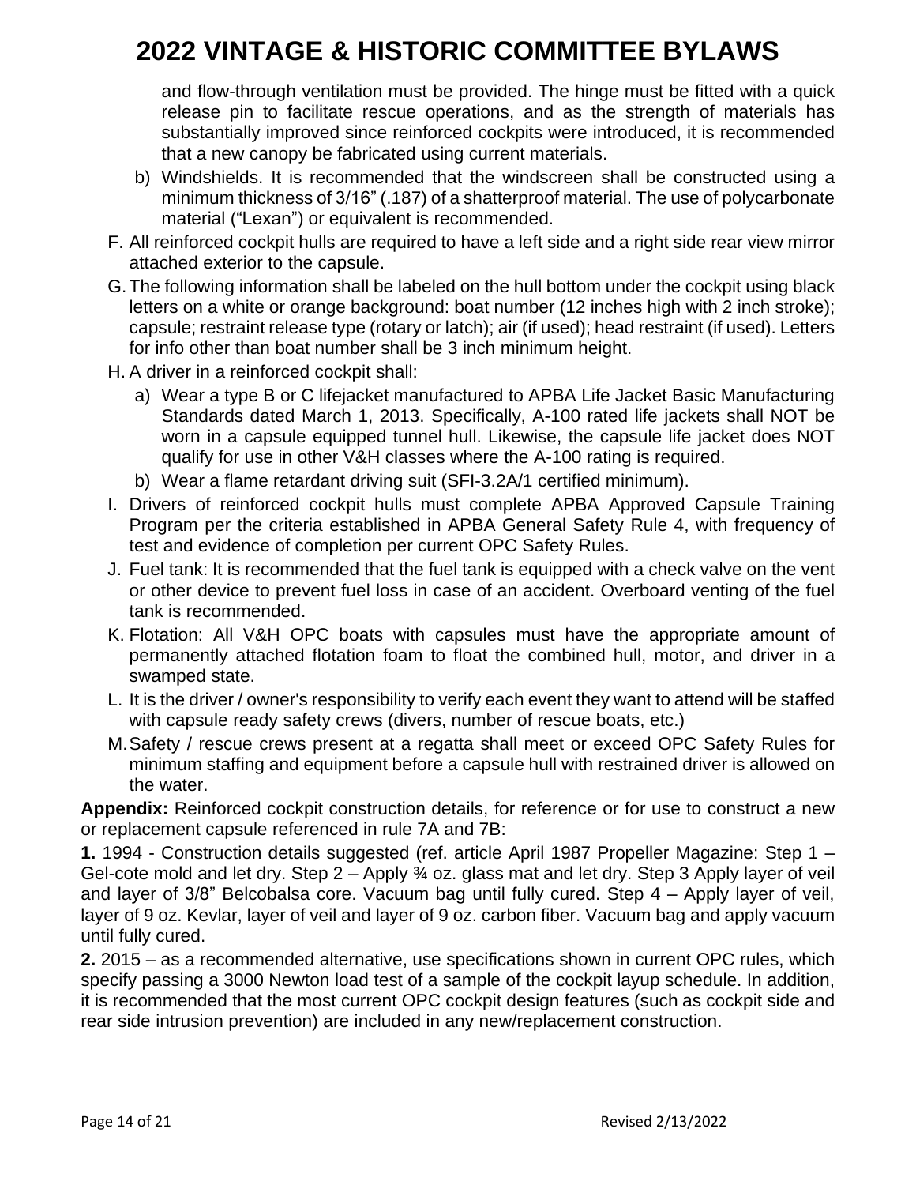and flow-through ventilation must be provided. The hinge must be fitted with a quick release pin to facilitate rescue operations, and as the strength of materials has substantially improved since reinforced cockpits were introduced, it is recommended that a new canopy be fabricated using current materials.

b) Windshields. It is recommended that the windscreen shall be constructed using a minimum thickness of 3/16" (.187) of a shatterproof material. The use of polycarbonate material ("Lexan") or equivalent is recommended.

F. All reinforced cockpit hulls are required to have a left side and a right side rear view mirror attached exterior to the capsule.

G. The following information shall be labeled on the hull bottom under the cockpit using black letters on a white or orange background: boat number (12 inches high with 2 inch stroke); capsule; restraint release type (rotary or latch); air (if used); head restraint (if used). Letters for info other than boat number shall be 3 inch minimum height.

H. A driver in a reinforced cockpit shall:

a) Wear a type B or C lifejacket manufactured to APBA Life Jacket Basic Manufacturing Standards dated March 1, 2013. Specifically, A-100 rated life jackets shall NOT be worn in a capsule equipped tunnel hull. Likewise, the capsule life jacket does NOT qualify for use in other V&H classes where the A-100 rating is required.

b) Wear a flame retardant driving suit (SFI-3.2A/1 certified minimum).

I. Drivers of reinforced cockpit hulls must complete APBA Approved Capsule Training Program per the criteria established in APBA General Safety Rule 4, with frequency of test and evidence of completion per current OPC Safety Rules.

J. Fuel tank: It is recommended that the fuel tank is equipped with a check valve on the vent or other device to prevent fuel loss in case of an accident. Overboard venting of the fuel tank is recommended.

K. Flotation: All V&H OPC boats with capsules must have the appropriate amount of permanently attached flotation foam to float the combined hull, motor, and driver in a swamped state.

L. It is the driver / owner's responsibility to verify each event they want to attend will be staffed with capsule ready safety crews (divers, number of rescue boats, etc.)

M. Safety / rescue crews present at a regatta shall meet or exceed OPC Safety Rules for minimum staffing and equipment before a capsule hull with restrained driver is allowed on the water.

**Appendix:** Reinforced cockpit construction details, for reference or for use to construct a new or replacement capsule referenced in rule 7A and 7B:

**1.** 1994 - Construction details suggested (ref. article April 1987 Propeller Magazine: Step 1 – Gel-cote mold and let dry. Step 2 – Apply ¾ oz. glass mat and let dry. Step 3 Apply layer of veil and layer of 3/8" Belcobalsa core. Vacuum bag until fully cured. Step 4 – Apply layer of veil, layer of 9 oz. Kevlar, layer of veil and layer of 9 oz. carbon fiber. Vacuum bag and apply vacuum until fully cured.

**2.** 2015 – as a recommended alternative, use specifications shown in current OPC rules, which specify passing a 3000 Newton load test of a sample of the cockpit layup schedule. In addition, it is recommended that the most current OPC cockpit design features (such as cockpit side and rear side intrusion prevention) are included in any new/replacement construction.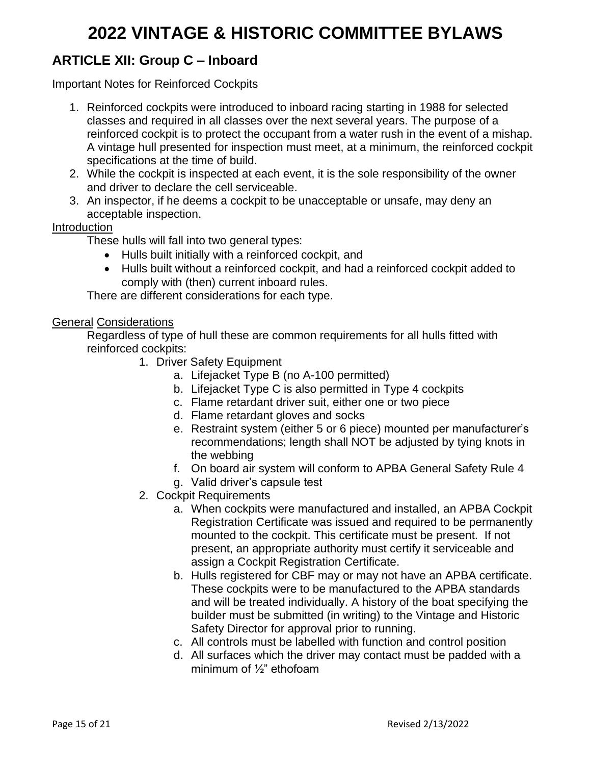# 2022 VINTAGE & HISTORIC COMMITTEE BYLAWS

## ARTICLE XII: Group C – Inboard

Important Notes for Reinforced Cockpits

1. Reinforced cockpits were introduced to inboard racing starting in 1988 for selected classes and required in all classes over the next several years. The purpose of a reinforced cockpit is to protect the occupant from a water rush in the event of a mishap. A vintage hull presented for inspection must meet, at a minimum, the reinforced cockpit specifications at the time of build.
2. While the cockpit is inspected at each event, it is the sole responsibility of the owner and driver to declare the cell serviceable.
3. An inspector, if he deems a cockpit to be unacceptable or unsafe, may deny an acceptable inspection.

<u>Introduction</u>

These hulls will fall into two general types:

- Hulls built initially with a reinforced cockpit, and
- Hulls built without a reinforced cockpit, and had a reinforced cockpit added to comply with (then) current inboard rules.

There are different considerations for each type.

<u>General Considerations</u>

Regardless of type of hull these are common requirements for all hulls fitted with reinforced cockpits:

1. Driver Safety Equipment
    a. Lifejacket Type B (no A-100 permitted)
    b. Lifejacket Type C is also permitted in Type 4 cockpits
    c. Flame retardant driver suit, either one or two piece
    d. Flame retardant gloves and socks
    e. Restraint system (either 5 or 6 piece) mounted per manufacturer's recommendations; length shall NOT be adjusted by tying knots in the webbing
    f. On board air system will conform to APBA General Safety Rule 4
    g. Valid driver's capsule test
2. Cockpit Requirements
    a. When cockpits were manufactured and installed, an APBA Cockpit Registration Certificate was issued and required to be permanently mounted to the cockpit. This certificate must be present. If not present, an appropriate authority must certify it serviceable and assign a Cockpit Registration Certificate.
    b. Hulls registered for CBF may or may not have an APBA certificate. These cockpits were to be manufactured to the APBA standards and will be treated individually. A history of the boat specifying the builder must be submitted (in writing) to the Vintage and Historic Safety Director for approval prior to running.
    c. All controls must be labelled with function and control position
    d. All surfaces which the driver may contact must be padded with a minimum of ½" ethofoam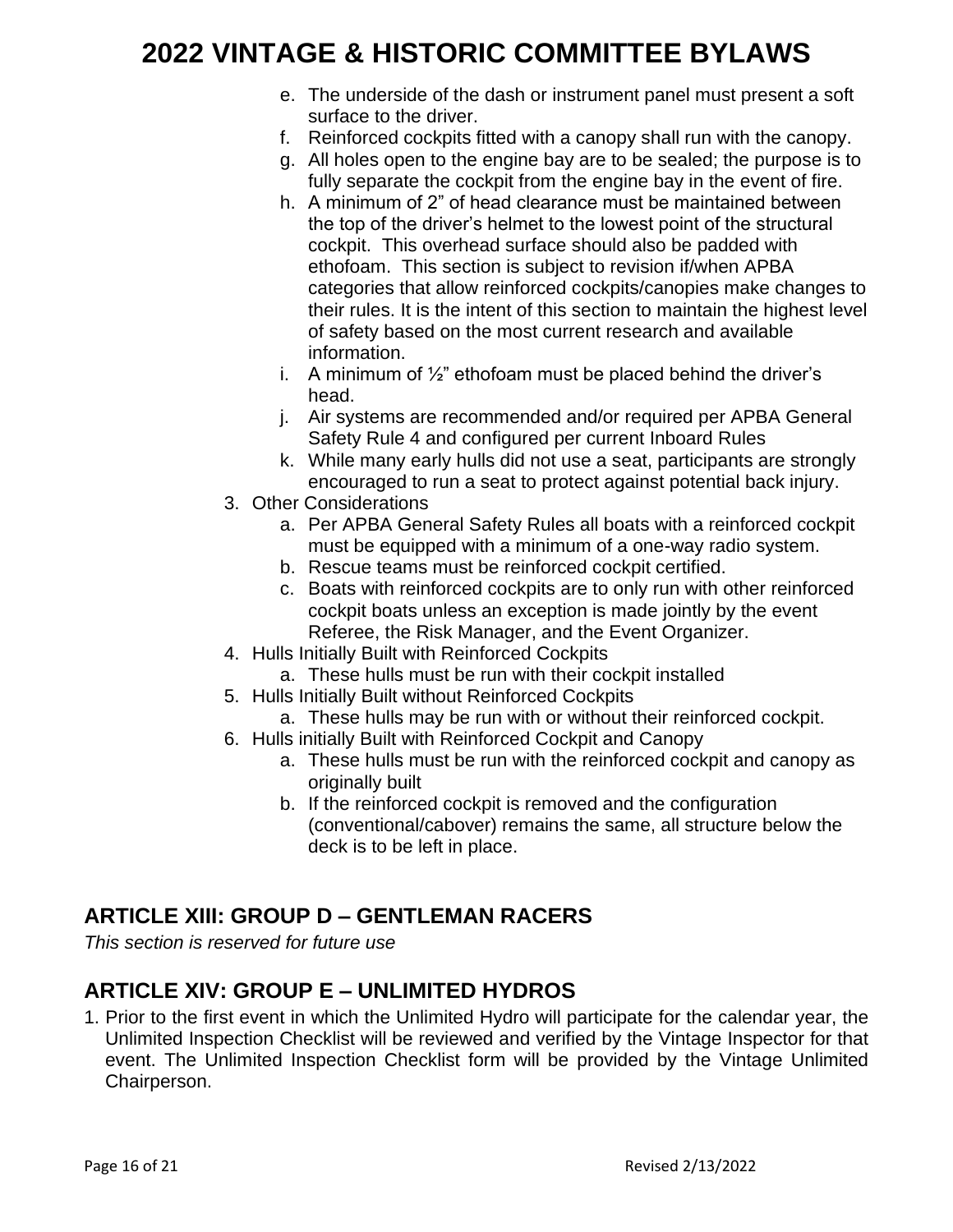e. The underside of the dash or instrument panel must present a soft surface to the driver.
f. Reinforced cockpits fitted with a canopy shall run with the canopy.
g. All holes open to the engine bay are to be sealed; the purpose is to fully separate the cockpit from the engine bay in the event of fire.
h. A minimum of 2" of head clearance must be maintained between the top of the driver's helmet to the lowest point of the structural cockpit. This overhead surface should also be padded with ethofoam. This section is subject to revision if/when APBA categories that allow reinforced cockpits/canopies make changes to their rules. It is the intent of this section to maintain the highest level of safety based on the most current research and available information.
i. A minimum of ½" ethofoam must be placed behind the driver's head.
j. Air systems are recommended and/or required per APBA General Safety Rule 4 and configured per current Inboard Rules
k. While many early hulls did not use a seat, participants are strongly encouraged to run a seat to protect against potential back injury.

3. Other Considerations
   a. Per APBA General Safety Rules all boats with a reinforced cockpit must be equipped with a minimum of a one-way radio system.
   b. Rescue teams must be reinforced cockpit certified.
   c. Boats with reinforced cockpits are to only run with other reinforced cockpit boats unless an exception is made jointly by the event Referee, the Risk Manager, and the Event Organizer.
4. Hulls Initially Built with Reinforced Cockpits
   a. These hulls must be run with their cockpit installed
5. Hulls Initially Built without Reinforced Cockpits
   a. These hulls may be run with or without their reinforced cockpit.
6. Hulls initially Built with Reinforced Cockpit and Canopy
   a. These hulls must be run with the reinforced cockpit and canopy as originally built
   b. If the reinforced cockpit is removed and the configuration (conventional/cabover) remains the same, all structure below the deck is to be left in place.

## ARTICLE XIII: GROUP D – GENTLEMAN RACERS

*This section is reserved for future use*

## ARTICLE XIV: GROUP E – UNLIMITED HYDROS

1. Prior to the first event in which the Unlimited Hydro will participate for the calendar year, the Unlimited Inspection Checklist will be reviewed and verified by the Vintage Inspector for that event. The Unlimited Inspection Checklist form will be provided by the Vintage Unlimited Chairperson.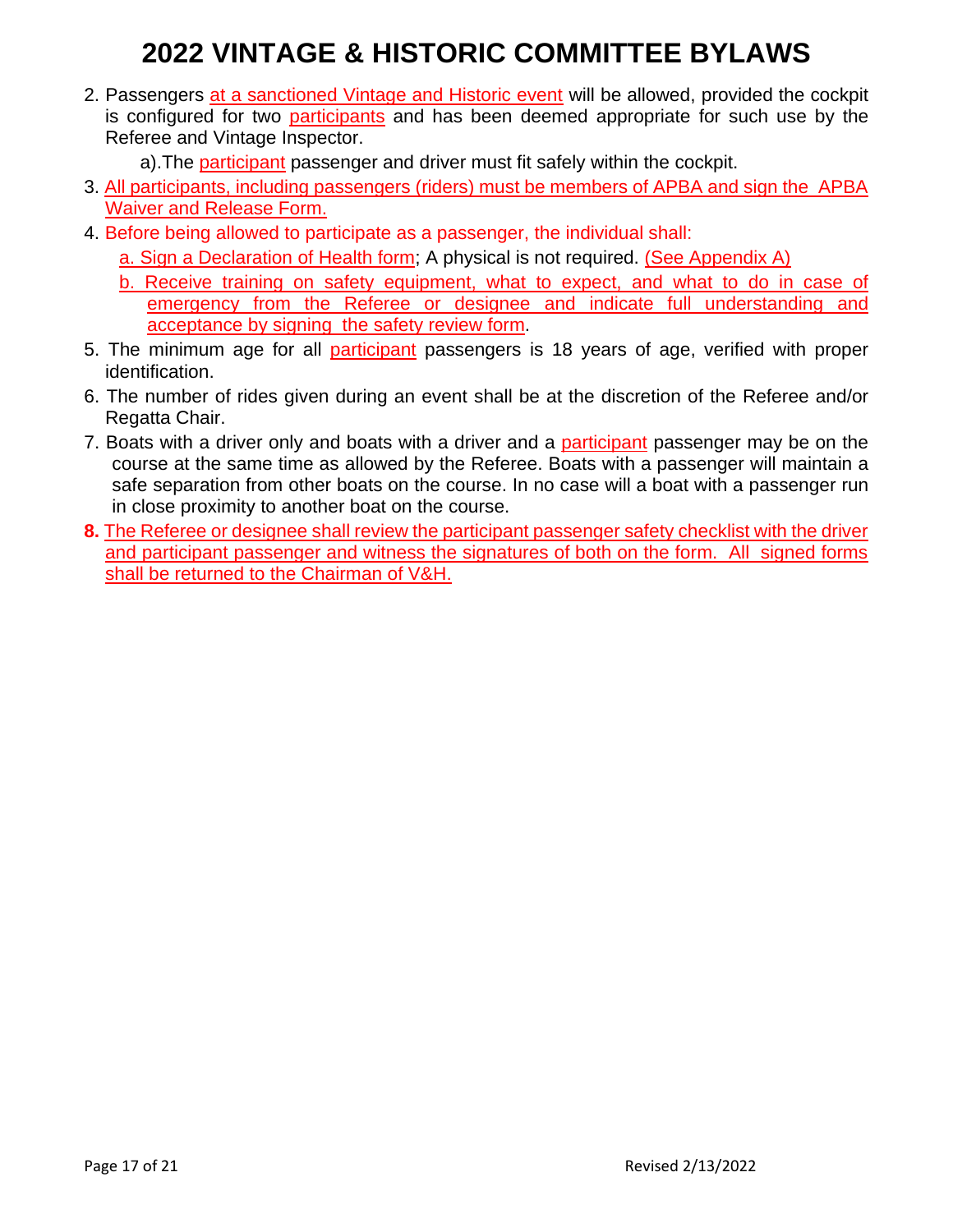# 2022 VINTAGE & HISTORIC COMMITTEE BYLAWS

2. Passengers at a sanctioned Vintage and Historic event will be allowed, provided the cockpit is configured for two participants and has been deemed appropriate for such use by the Referee and Vintage Inspector.

   a).The participant passenger and driver must fit safely within the cockpit.

3. All participants, including passengers (riders) must be members of APBA and sign the APBA Waiver and Release Form.
4. Before being allowed to participate as a passenger, the individual shall:

   a. Sign a Declaration of Health form; A physical is not required. (See Appendix A)

   b. Receive training on safety equipment, what to expect, and what to do in case of emergency from the Referee or designee and indicate full understanding and acceptance by signing the safety review form.

5. The minimum age for all participant passengers is 18 years of age, verified with proper identification.
6. The number of rides given during an event shall be at the discretion of the Referee and/or Regatta Chair.
7. Boats with a driver only and boats with a driver and a participant passenger may be on the course at the same time as allowed by the Referee. Boats with a passenger will maintain a safe separation from other boats on the course. In no case will a boat with a passenger run in close proximity to another boat on the course.
8. The Referee or designee shall review the participant passenger safety checklist with the driver and participant passenger and witness the signatures of both on the form. All signed forms shall be returned to the Chairman of V&H.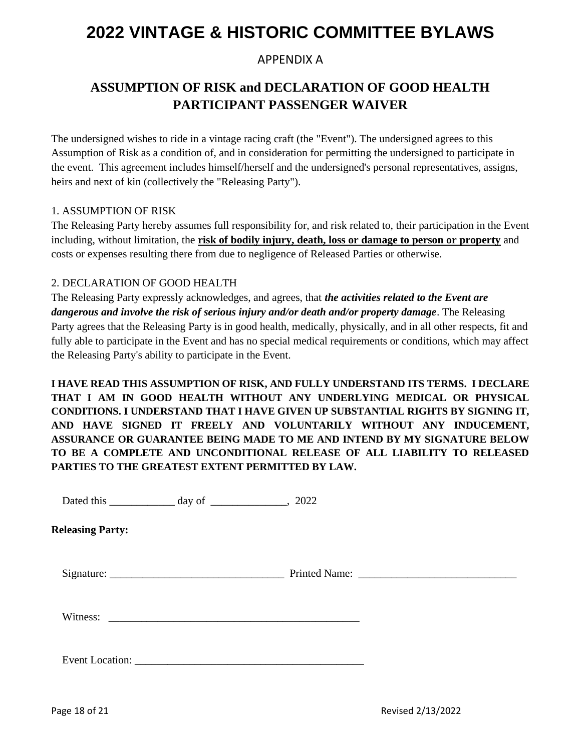# 2022 VINTAGE & HISTORIC COMMITTEE BYLAWS

APPENDIX A

## ASSUMPTION OF RISK and DECLARATION OF GOOD HEALTH PARTICIPANT PASSENGER WAIVER

The undersigned wishes to ride in a vintage racing craft (the "Event"). The undersigned agrees to this Assumption of Risk as a condition of, and in consideration for permitting the undersigned to participate in the event. This agreement includes himself/herself and the undersigned's personal representatives, assigns, heirs and next of kin (collectively the "Releasing Party").

1. ASSUMPTION OF RISK

The Releasing Party hereby assumes full responsibility for, and risk related to, their participation in the Event including, without limitation, the **risk of bodily injury, death, loss or damage to person or property** and costs or expenses resulting there from due to negligence of Released Parties or otherwise.

2. DECLARATION OF GOOD HEALTH

The Releasing Party expressly acknowledges, and agrees, that ***the activities related to the Event are dangerous and involve the risk of serious injury and/or death and/or property damage***. The Releasing Party agrees that the Releasing Party is in good health, medically, physically, and in all other respects, fit and fully able to participate in the Event and has no special medical requirements or conditions, which may affect the Releasing Party's ability to participate in the Event.

**I HAVE READ THIS ASSUMPTION OF RISK, AND FULLY UNDERSTAND ITS TERMS. I DECLARE THAT I AM IN GOOD HEALTH WITHOUT ANY UNDERLYING MEDICAL OR PHYSICAL CONDITIONS. I UNDERSTAND THAT I HAVE GIVEN UP SUBSTANTIAL RIGHTS BY SIGNING IT, AND HAVE SIGNED IT FREELY AND VOLUNTARILY WITHOUT ANY INDUCEMENT, ASSURANCE OR GUARANTEE BEING MADE TO ME AND INTEND BY MY SIGNATURE BELOW TO BE A COMPLETE AND UNCONDITIONAL RELEASE OF ALL LIABILITY TO RELEASED PARTIES TO THE GREATEST EXTENT PERMITTED BY LAW.**

Dated this ____________ day of ______________, 2022

**Releasing Party:**

Signature: ________________________________ Printed Name: _____________________________

Witness: _______________________________________________

Event Location: __________________________________________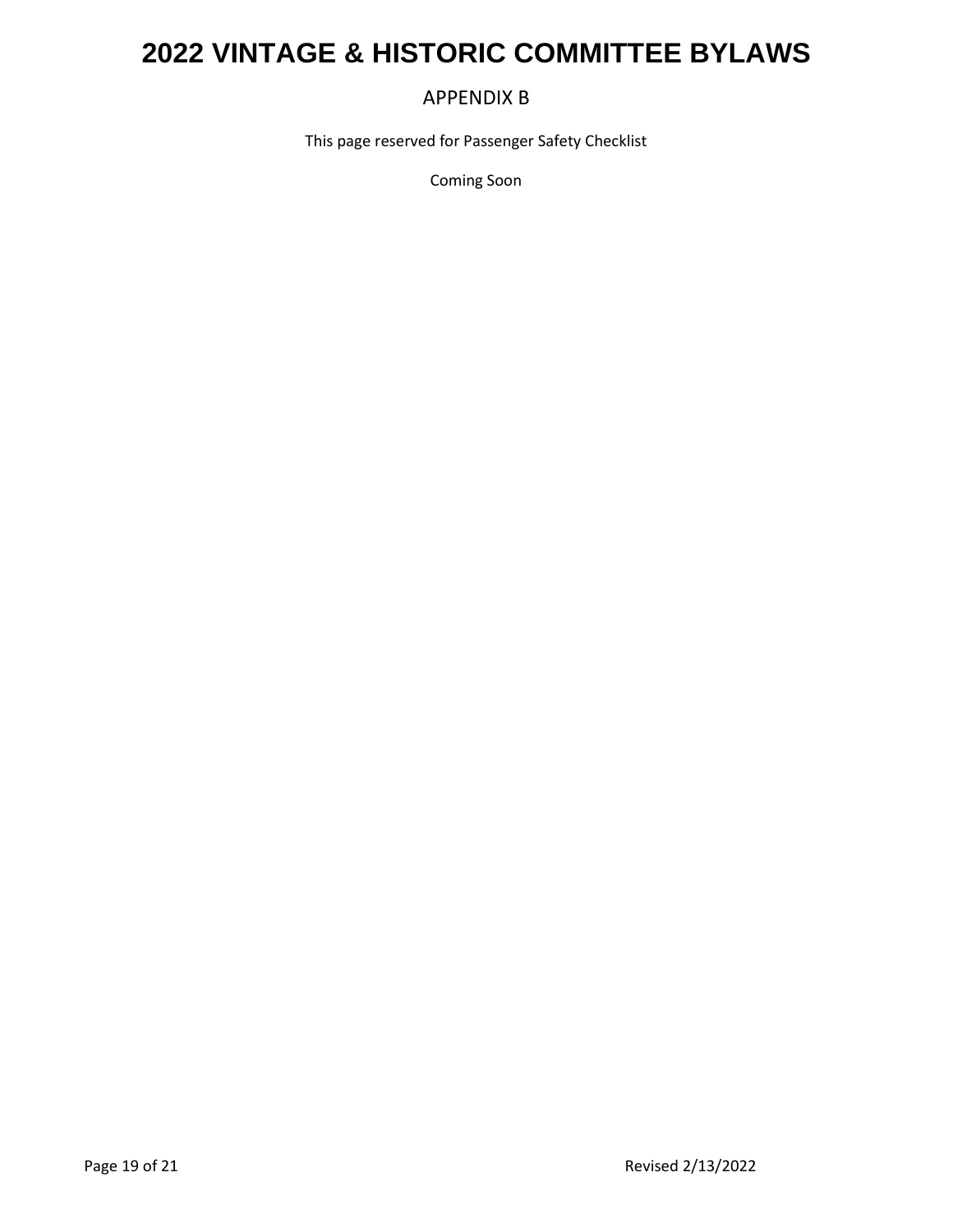## APPENDIX B

This page reserved for Passenger Safety Checklist

Coming Soon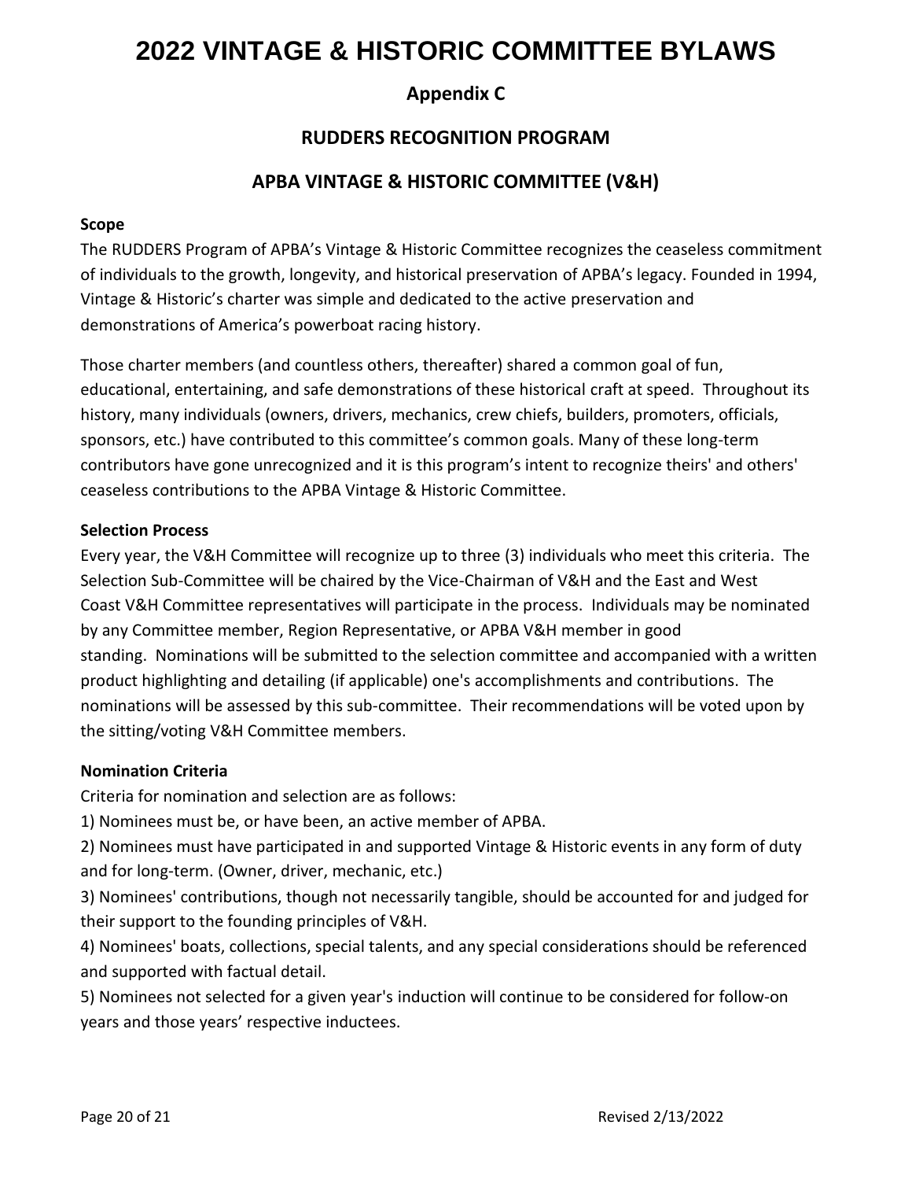# 2022 VINTAGE & HISTORIC COMMITTEE BYLAWS

## Appendix C

## RUDDERS RECOGNITION PROGRAM

## APBA VINTAGE & HISTORIC COMMITTEE (V&H)

**Scope**

The RUDDERS Program of APBA's Vintage & Historic Committee recognizes the ceaseless commitment of individuals to the growth, longevity, and historical preservation of APBA's legacy. Founded in 1994, Vintage & Historic's charter was simple and dedicated to the active preservation and demonstrations of America's powerboat racing history.

Those charter members (and countless others, thereafter) shared a common goal of fun, educational, entertaining, and safe demonstrations of these historical craft at speed. Throughout its history, many individuals (owners, drivers, mechanics, crew chiefs, builders, promoters, officials, sponsors, etc.) have contributed to this committee's common goals. Many of these long-term contributors have gone unrecognized and it is this program's intent to recognize theirs' and others' ceaseless contributions to the APBA Vintage & Historic Committee.

**Selection Process**

Every year, the V&H Committee will recognize up to three (3) individuals who meet this criteria. The Selection Sub-Committee will be chaired by the Vice-Chairman of V&H and the East and West Coast V&H Committee representatives will participate in the process. Individuals may be nominated by any Committee member, Region Representative, or APBA V&H member in good standing. Nominations will be submitted to the selection committee and accompanied with a written product highlighting and detailing (if applicable) one's accomplishments and contributions. The nominations will be assessed by this sub-committee. Their recommendations will be voted upon by the sitting/voting V&H Committee members.

**Nomination Criteria**

Criteria for nomination and selection are as follows:

1) Nominees must be, or have been, an active member of APBA.

2) Nominees must have participated in and supported Vintage & Historic events in any form of duty and for long-term. (Owner, driver, mechanic, etc.)

3) Nominees' contributions, though not necessarily tangible, should be accounted for and judged for their support to the founding principles of V&H.

4) Nominees' boats, collections, special talents, and any special considerations should be referenced and supported with factual detail.

5) Nominees not selected for a given year's induction will continue to be considered for follow-on years and those years' respective inductees.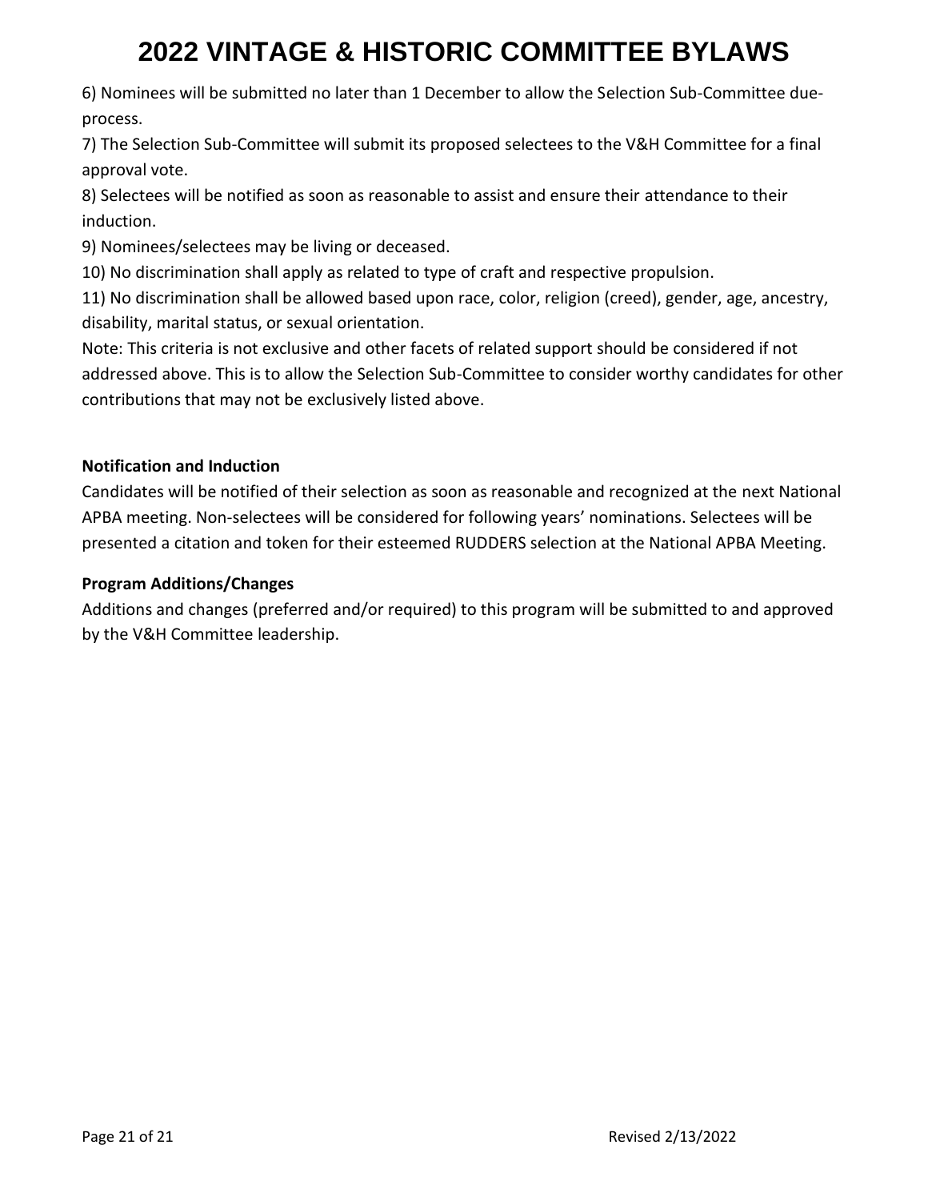6) Nominees will be submitted no later than 1 December to allow the Selection Sub-Committee due-process.

7) The Selection Sub-Committee will submit its proposed selectees to the V&H Committee for a final approval vote.

8) Selectees will be notified as soon as reasonable to assist and ensure their attendance to their induction.

9) Nominees/selectees may be living or deceased.

10) No discrimination shall apply as related to type of craft and respective propulsion.

11) No discrimination shall be allowed based upon race, color, religion (creed), gender, age, ancestry, disability, marital status, or sexual orientation.

Note: This criteria is not exclusive and other facets of related support should be considered if not addressed above. This is to allow the Selection Sub-Committee to consider worthy candidates for other contributions that may not be exclusively listed above.

**Notification and Induction**

Candidates will be notified of their selection as soon as reasonable and recognized at the next National APBA meeting. Non-selectees will be considered for following years' nominations. Selectees will be presented a citation and token for their esteemed RUDDERS selection at the National APBA Meeting.

**Program Additions/Changes**

Additions and changes (preferred and/or required) to this program will be submitted to and approved by the V&H Committee leadership.